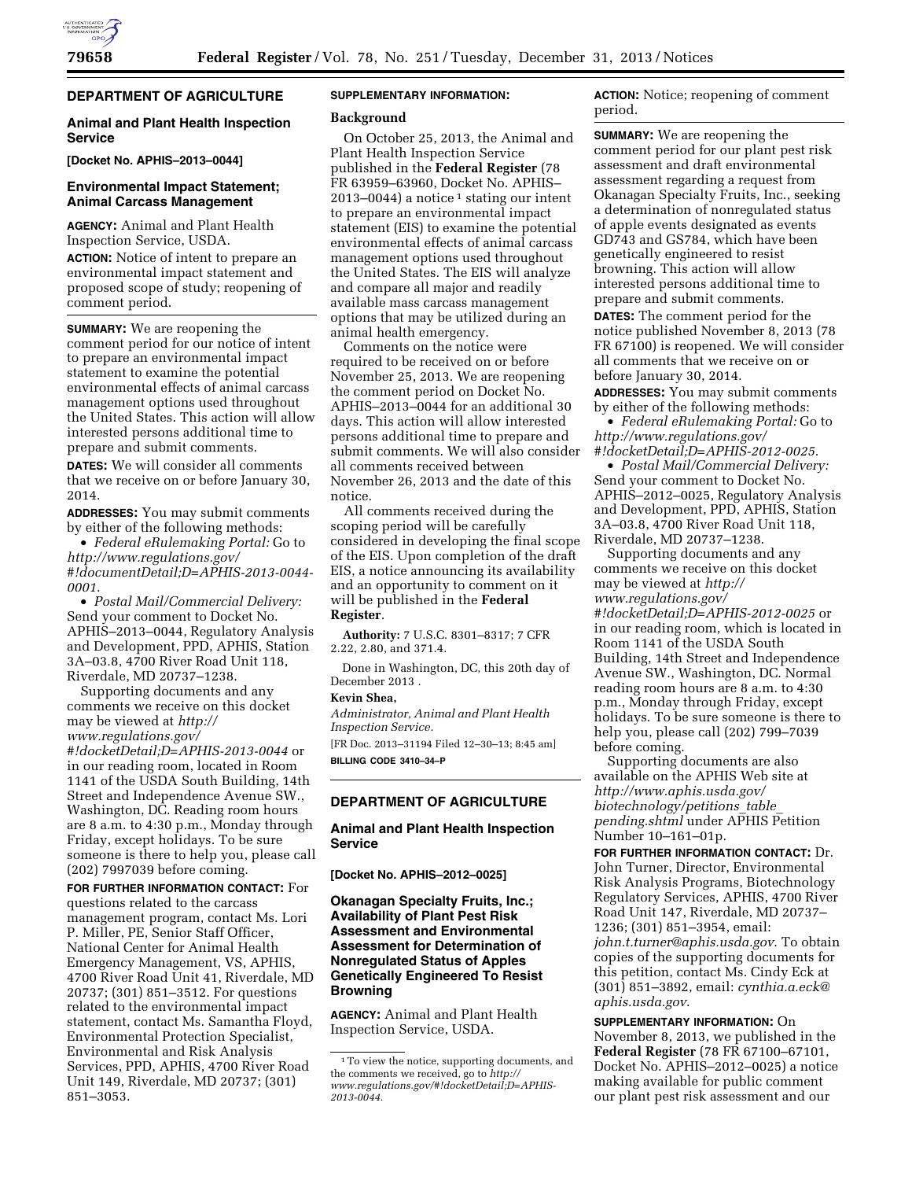## DEPARTMENT OF AGRICULTURE

### Animal and Plant Health Inspection Service

**[Docket No. APHIS–2013–0044]**

### Environmental Impact Statement; Animal Carcass Management

**AGENCY:** Animal and Plant Health Inspection Service, USDA.

**ACTION:** Notice of intent to prepare an environmental impact statement and proposed scope of study; reopening of comment period.

**SUMMARY:** We are reopening the comment period for our notice of intent to prepare an environmental impact statement to examine the potential environmental effects of animal carcass management options used throughout the United States. This action will allow interested persons additional time to prepare and submit comments.

**DATES:** We will consider all comments that we receive on or before January 30, 2014.

**ADDRESSES:** You may submit comments by either of the following methods:

- *Federal eRulemaking Portal:* Go to *http://www.regulations.gov/#!documentDetail;D=APHIS-2013-0044-0001.*
- *Postal Mail/Commercial Delivery:* Send your comment to Docket No. APHIS–2013–0044, Regulatory Analysis and Development, PPD, APHIS, Station 3A–03.8, 4700 River Road Unit 118, Riverdale, MD 20737–1238.

Supporting documents and any comments we receive on this docket may be viewed at *http://www.regulations.gov/#!docketDetail;D=APHIS-2013-0044* or in our reading room, located in Room 1141 of the USDA South Building, 14th Street and Independence Avenue SW., Washington, DC. Reading room hours are 8 a.m. to 4:30 p.m., Monday through Friday, except holidays. To be sure someone is there to help you, please call (202) 7997039 before coming.

**FOR FURTHER INFORMATION CONTACT:** For questions related to the carcass management program, contact Ms. Lori P. Miller, PE, Senior Staff Officer, National Center for Animal Health Emergency Management, VS, APHIS, 4700 River Road Unit 41, Riverdale, MD 20737; (301) 851–3512. For questions related to the environmental impact statement, contact Ms. Samantha Floyd, Environmental Protection Specialist, Environmental and Risk Analysis Services, PPD, APHIS, 4700 River Road Unit 149, Riverdale, MD 20737; (301) 851–3053.

**SUPPLEMENTARY INFORMATION:**

#### Background

On October 25, 2013, the Animal and Plant Health Inspection Service published in the **Federal Register** (78 FR 63959–63960, Docket No. APHIS–2013–0044) a notice [1] stating our intent to prepare an environmental impact statement (EIS) to examine the potential environmental effects of animal carcass management options used throughout the United States. The EIS will analyze and compare all major and readily available mass carcass management options that may be utilized during an animal health emergency.

Comments on the notice were required to be received on or before November 25, 2013. We are reopening the comment period on Docket No. APHIS–2013–0044 for an additional 30 days. This action will allow interested persons additional time to prepare and submit comments. We will also consider all comments received between November 26, 2013 and the date of this notice.

All comments received during the scoping period will be carefully considered in developing the final scope of the EIS. Upon completion of the draft EIS, a notice announcing its availability and an opportunity to comment on it will be published in the **Federal Register**.

**Authority:** 7 U.S.C. 8301–8317; 7 CFR 2.22, 2.80, and 371.4.

Done in Washington, DC, this 20th day of December 2013 .

**Kevin Shea,**

*Administrator, Animal and Plant Health Inspection Service.*

[FR Doc. 2013–31194 Filed 12–30–13; 8:45 am]

**BILLING CODE 3410–34–P**

[1] To view the notice, supporting documents, and the comments we received, go to *http://www.regulations.gov/#!docketDetail;D=APHIS-2013-0044.*

---

## DEPARTMENT OF AGRICULTURE

### Animal and Plant Health Inspection Service

**[Docket No. APHIS–2012–0025]**

### Okanagan Specialty Fruits, Inc.; Availability of Plant Pest Risk Assessment and Environmental Assessment for Determination of Nonregulated Status of Apples Genetically Engineered To Resist Browning

**AGENCY:** Animal and Plant Health Inspection Service, USDA.

**ACTION:** Notice; reopening of comment period.

**SUMMARY:** We are reopening the comment period for our plant pest risk assessment and draft environmental assessment regarding a request from Okanagan Specialty Fruits, Inc., seeking a determination of nonregulated status of apple events designated as events GD743 and GS784, which have been genetically engineered to resist browning. This action will allow interested persons additional time to prepare and submit comments.

**DATES:** The comment period for the notice published November 8, 2013 (78 FR 67100) is reopened. We will consider all comments that we receive on or before January 30, 2014.

**ADDRESSES:** You may submit comments by either of the following methods:

- *Federal eRulemaking Portal:* Go to *http://www.regulations.gov/#!docketDetail;D=APHIS-2012-0025.*
- *Postal Mail/Commercial Delivery:* Send your comment to Docket No. APHIS–2012–0025, Regulatory Analysis and Development, PPD, APHIS, Station 3A–03.8, 4700 River Road Unit 118, Riverdale, MD 20737–1238.

Supporting documents and any comments we receive on this docket may be viewed at *http://www.regulations.gov/#!docketDetail;D=APHIS-2012-0025* or in our reading room, which is located in Room 1141 of the USDA South Building, 14th Street and Independence Avenue SW., Washington, DC. Normal reading room hours are 8 a.m. to 4:30 p.m., Monday through Friday, except holidays. To be sure someone is there to help you, please call (202) 799–7039 before coming.

Supporting documents are also available on the APHIS Web site at *http://www.aphis.usda.gov/biotechnology/petitions_table_pending.shtml* under APHIS Petition Number 10–161–01p.

**FOR FURTHER INFORMATION CONTACT:** Dr. John Turner, Director, Environmental Risk Analysis Programs, Biotechnology Regulatory Services, APHIS, 4700 River Road Unit 147, Riverdale, MD 20737–1236; (301) 851–3954, email: *john.t.turner@aphis.usda.gov*. To obtain copies of the supporting documents for this petition, contact Ms. Cindy Eck at (301) 851–3892, email: *cynthia.a.eck@aphis.usda.gov*.

**SUPPLEMENTARY INFORMATION:** On November 8, 2013, we published in the **Federal Register** (78 FR 67100–67101, Docket No. APHIS–2012–0025) a notice making available for public comment our plant pest risk assessment and our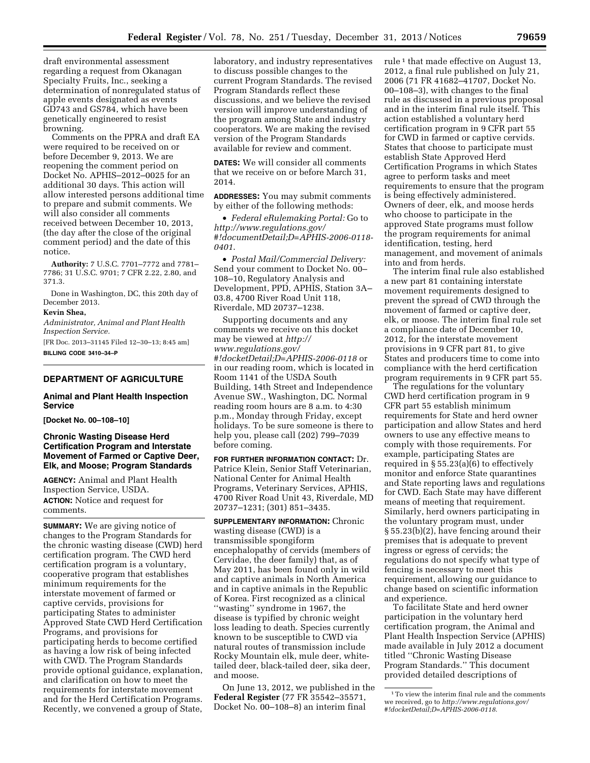draft environmental assessment regarding a request from Okanagan Specialty Fruits, Inc., seeking a determination of nonregulated status of apple events designated as events GD743 and GS784, which have been genetically engineered to resist browning.

Comments on the PPRA and draft EA were required to be received on or before December 9, 2013. We are reopening the comment period on Docket No. APHIS–2012–0025 for an additional 30 days. This action will allow interested persons additional time to prepare and submit comments. We will also consider all comments received between December 10, 2013, (the day after the close of the original comment period) and the date of this notice.

**Authority:** 7 U.S.C. 7701–7772 and 7781–7786; 31 U.S.C. 9701; 7 CFR 2.22, 2.80, and 371.3.

Done in Washington, DC, this 20th day of December 2013.

**Kevin Shea,**

*Administrator, Animal and Plant Health Inspection Service.*

[FR Doc. 2013–31145 Filed 12–30–13; 8:45 am]

**BILLING CODE 3410–34–P**

## DEPARTMENT OF AGRICULTURE

### Animal and Plant Health Inspection Service

**[Docket No. 00–108–10]**

### Chronic Wasting Disease Herd Certification Program and Interstate Movement of Farmed or Captive Deer, Elk, and Moose; Program Standards

**AGENCY:** Animal and Plant Health Inspection Service, USDA.

**ACTION:** Notice and request for comments.

**SUMMARY:** We are giving notice of changes to the Program Standards for the chronic wasting disease (CWD) herd certification program. The CWD herd certification program is a voluntary, cooperative program that establishes minimum requirements for the interstate movement of farmed or captive cervids, provisions for participating States to administer Approved State CWD Herd Certification Programs, and provisions for participating herds to become certified as having a low risk of being infected with CWD. The Program Standards provide optional guidance, explanation, and clarification on how to meet the requirements for interstate movement and for the Herd Certification Programs. Recently, we convened a group of State, laboratory, and industry representatives to discuss possible changes to the current Program Standards. The revised Program Standards reflect these discussions, and we believe the revised version will improve understanding of the program among State and industry cooperators. We are making the revised version of the Program Standards available for review and comment.

**DATES:** We will consider all comments that we receive on or before March 31, 2014.

**ADDRESSES:** You may submit comments by either of the following methods:

- *Federal eRulemaking Portal:* Go to *http://www.regulations.gov/#!documentDetail;D=APHIS-2006-0118-0401.*
- *Postal Mail/Commercial Delivery:* Send your comment to Docket No. 00–108–10, Regulatory Analysis and Development, PPD, APHIS, Station 3A–03.8, 4700 River Road Unit 118, Riverdale, MD 20737–1238.

Supporting documents and any comments we receive on this docket may be viewed at *http://www.regulations.gov/#!docketDetail;D=APHIS-2006-0118* or in our reading room, which is located in Room 1141 of the USDA South Building, 14th Street and Independence Avenue SW., Washington, DC. Normal reading room hours are 8 a.m. to 4:30 p.m., Monday through Friday, except holidays. To be sure someone is there to help you, please call (202) 799–7039 before coming.

**FOR FURTHER INFORMATION CONTACT:** Dr. Patrice Klein, Senior Staff Veterinarian, National Center for Animal Health Programs, Veterinary Services, APHIS, 4700 River Road Unit 43, Riverdale, MD 20737–1231; (301) 851–3435.

**SUPPLEMENTARY INFORMATION:** Chronic wasting disease (CWD) is a transmissible spongiform encephalopathy of cervids (members of Cervidae, the deer family) that, as of May 2011, has been found only in wild and captive animals in North America and in captive animals in the Republic of Korea. First recognized as a clinical ''wasting'' syndrome in 1967, the disease is typified by chronic weight loss leading to death. Species currently known to be susceptible to CWD via natural routes of transmission include Rocky Mountain elk, mule deer, white-tailed deer, black-tailed deer, sika deer, and moose.

On June 13, 2012, we published in the **Federal Register** (77 FR 35542–35571, Docket No. 00–108–8) an interim final rule [1] that made effective on August 13, 2012, a final rule published on July 21, 2006 (71 FR 41682–41707, Docket No. 00–108–3), with changes to the final rule as discussed in a previous proposal and in the interim final rule itself. This action established a voluntary herd certification program in 9 CFR part 55 for CWD in farmed or captive cervids. States that choose to participate must establish State Approved Herd Certification Programs in which States agree to perform tasks and meet requirements to ensure that the program is being effectively administered. Owners of deer, elk, and moose herds who choose to participate in the approved State programs must follow the program requirements for animal identification, testing, herd management, and movement of animals into and from herds.

The interim final rule also established a new part 81 containing interstate movement requirements designed to prevent the spread of CWD through the movement of farmed or captive deer, elk, or moose. The interim final rule set a compliance date of December 10, 2012, for the interstate movement provisions in 9 CFR part 81, to give States and producers time to come into compliance with the herd certification program requirements in 9 CFR part 55.

The regulations for the voluntary CWD herd certification program in 9 CFR part 55 establish minimum requirements for State and herd owner participation and allow States and herd owners to use any effective means to comply with those requirements. For example, participating States are required in § 55.23(a)(6) to effectively monitor and enforce State quarantines and State reporting laws and regulations for CWD. Each State may have different means of meeting that requirement. Similarly, herd owners participating in the voluntary program must, under § 55.23(b)(2), have fencing around their premises that is adequate to prevent ingress or egress of cervids; the regulations do not specify what type of fencing is necessary to meet this requirement, allowing our guidance to change based on scientific information and experience.

To facilitate State and herd owner participation in the voluntary herd certification program, the Animal and Plant Health Inspection Service (APHIS) made available in July 2012 a document titled ''Chronic Wasting Disease Program Standards.'' This document provided detailed descriptions of

[1] To view the interim final rule and the comments we received, go to *http://www.regulations.gov/#!docketDetail;D=APHIS-2006-0118.*